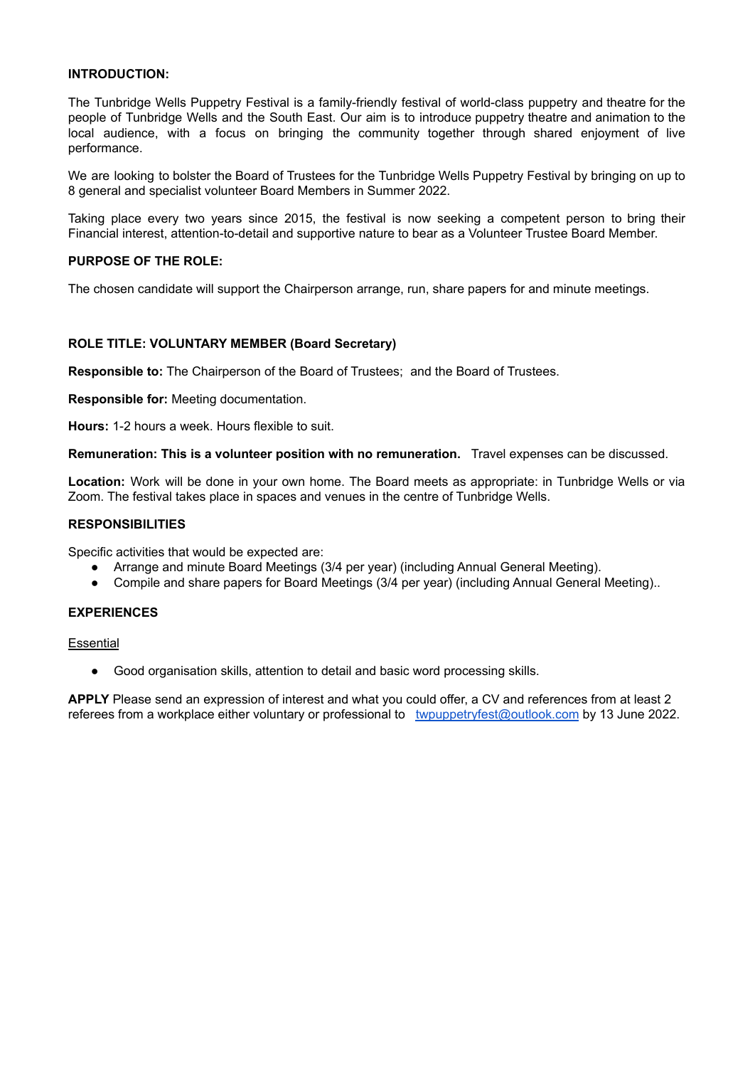**INTRODUCTION:**

The Tunbridge Wells Puppetry Festival is a family-friendly festival of world-class puppetry and theatre for the people of Tunbridge Wells and the South East. Our aim is to introduce puppetry theatre and animation to the local audience, with a focus on bringing the community together through shared enjoyment of live performance.

We are looking to bolster the Board of Trustees for the Tunbridge Wells Puppetry Festival by bringing on up to 8 general and specialist volunteer Board Members in Summer 2022.

Taking place every two years since 2015, the festival is now seeking a competent person to bring their Financial interest, attention-to-detail and supportive nature to bear as a Volunteer Trustee Board Member.

**PURPOSE OF THE ROLE:**

The chosen candidate will support the Chairperson arrange, run, share papers for and minute meetings.

**ROLE TITLE: VOLUNTARY MEMBER (Board Secretary)**

**Responsible to:** The Chairperson of the Board of Trustees; and the Board of Trustees.

**Responsible for:** Meeting documentation.

**Hours:** 1-2 hours a week. Hours flexible to suit.

**Remuneration: This is a volunteer position with no remuneration.** Travel expenses can be discussed.

**Location:** Work will be done in your own home. The Board meets as appropriate: in Tunbridge Wells or via Zoom. The festival takes place in spaces and venues in the centre of Tunbridge Wells.

**RESPONSIBILITIES**

Specific activities that would be expected are:

- Arrange and minute Board Meetings (3/4 per year) (including Annual General Meeting).
- Compile and share papers for Board Meetings (3/4 per year) (including Annual General Meeting)..

**EXPERIENCES**

Essential

- Good organisation skills, attention to detail and basic word processing skills.

**APPLY** Please send an expression of interest and what you could offer, a CV and references from at least 2 referees from a workplace either voluntary or professional to twpuppetryfest@outlook.com by 13 June 2022.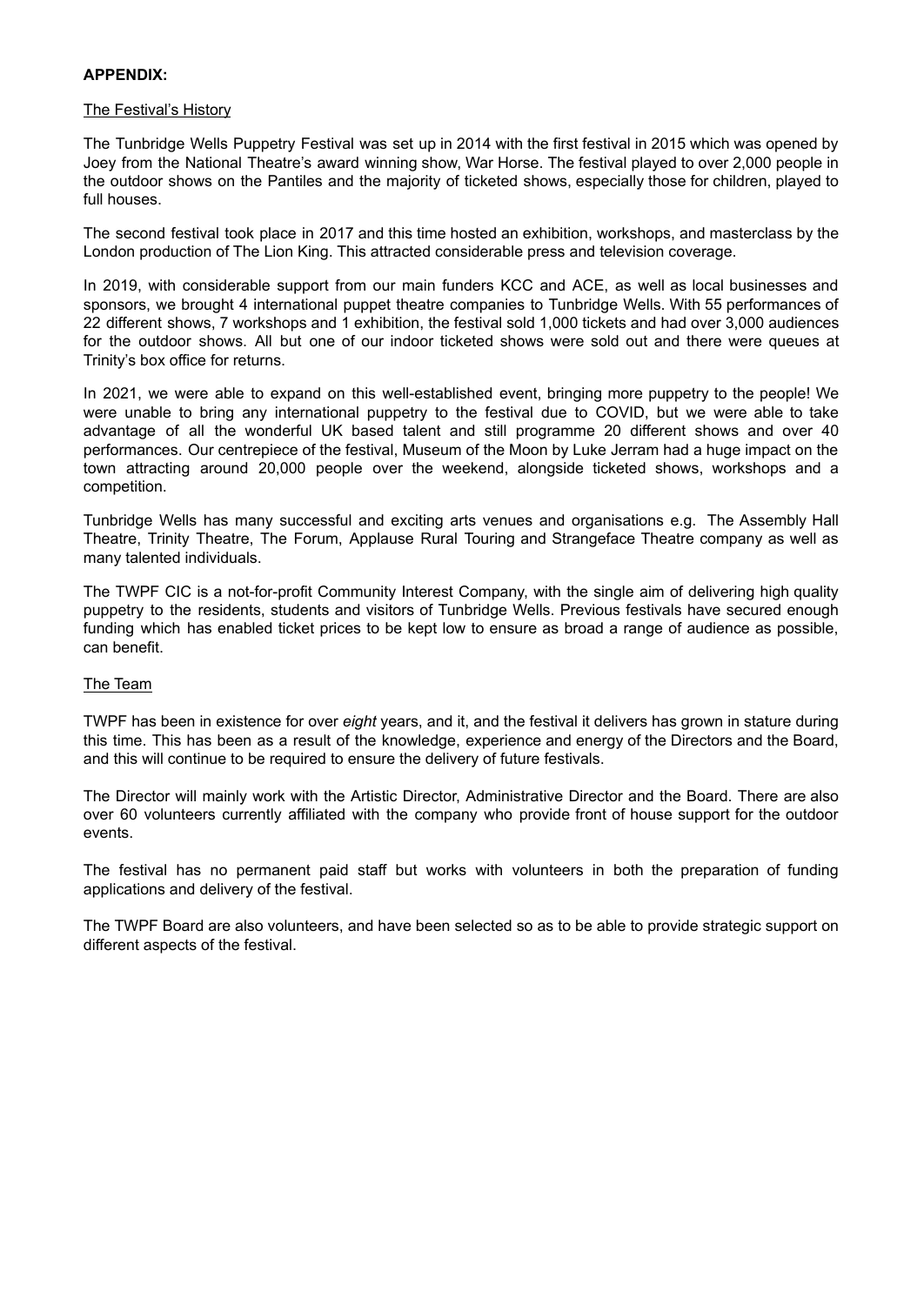**APPENDIX:**

## The Festival's History

The Tunbridge Wells Puppetry Festival was set up in 2014 with the first festival in 2015 which was opened by Joey from the National Theatre's award winning show, War Horse. The festival played to over 2,000 people in the outdoor shows on the Pantiles and the majority of ticketed shows, especially those for children, played to full houses.

The second festival took place in 2017 and this time hosted an exhibition, workshops, and masterclass by the London production of The Lion King. This attracted considerable press and television coverage.

In 2019, with considerable support from our main funders KCC and ACE, as well as local businesses and sponsors, we brought 4 international puppet theatre companies to Tunbridge Wells. With 55 performances of 22 different shows, 7 workshops and 1 exhibition, the festival sold 1,000 tickets and had over 3,000 audiences for the outdoor shows. All but one of our indoor ticketed shows were sold out and there were queues at Trinity's box office for returns.

In 2021, we were able to expand on this well-established event, bringing more puppetry to the people! We were unable to bring any international puppetry to the festival due to COVID, but we were able to take advantage of all the wonderful UK based talent and still programme 20 different shows and over 40 performances. Our centrepiece of the festival, Museum of the Moon by Luke Jerram had a huge impact on the town attracting around 20,000 people over the weekend, alongside ticketed shows, workshops and a competition.

Tunbridge Wells has many successful and exciting arts venues and organisations e.g. The Assembly Hall Theatre, Trinity Theatre, The Forum, Applause Rural Touring and Strangeface Theatre company as well as many talented individuals.

The TWPF CIC is a not-for-profit Community Interest Company, with the single aim of delivering high quality puppetry to the residents, students and visitors of Tunbridge Wells. Previous festivals have secured enough funding which has enabled ticket prices to be kept low to ensure as broad a range of audience as possible, can benefit.

## The Team

TWPF has been in existence for over *eight* years, and it, and the festival it delivers has grown in stature during this time. This has been as a result of the knowledge, experience and energy of the Directors and the Board, and this will continue to be required to ensure the delivery of future festivals.

The Director will mainly work with the Artistic Director, Administrative Director and the Board. There are also over 60 volunteers currently affiliated with the company who provide front of house support for the outdoor events.

The festival has no permanent paid staff but works with volunteers in both the preparation of funding applications and delivery of the festival.

The TWPF Board are also volunteers, and have been selected so as to be able to provide strategic support on different aspects of the festival.